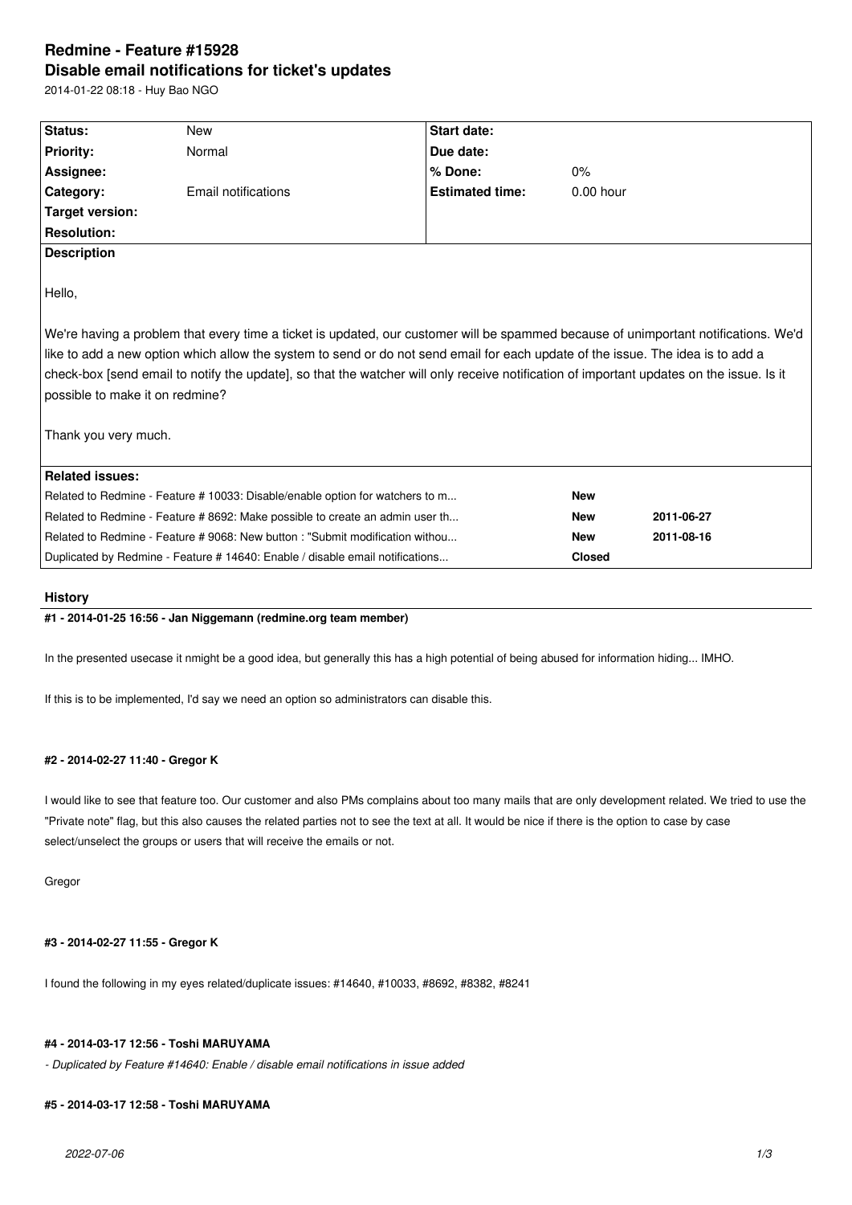# Redmine - Feature #15928

## Disable email notifications for ticket's updates

2014-01-22 08:18 - Huy Bao NGO

| | | | |
|---|---|---|---|
| **Status:** | New | **Start date:** | |
| **Priority:** | Normal | **Due date:** | |
| **Assignee:** | | **% Done:** | 0% |
| **Category:** | Email notifications | **Estimated time:** | 0.00 hour |
| **Target version:** | | | |
| **Resolution:** | | | |

**Description**

Hello,

We're having a problem that every time a ticket is updated, our customer will be spammed because of unimportant notifications. We'd like to add a new option which allow the system to send or do not send email for each update of the issue. The idea is to add a check-box [send email to notify the update], so that the watcher will only receive notification of important updates on the issue. Is it possible to make it on redmine?

Thank you very much.

**Related issues:**

| | | |
|---|---|---|
| Related to Redmine - Feature # 10033: Disable/enable option for watchers to m... | **New** | |
| Related to Redmine - Feature # 8692: Make possible to create an admin user th... | **New** | **2011-06-27** |
| Related to Redmine - Feature # 9068: New button : "Submit modification withou... | **New** | **2011-08-16** |
| Duplicated by Redmine - Feature # 14640: Enable / disable email notifications... | **Closed** | |

### History

#### #1 - 2014-01-25 16:56 - Jan Niggemann (redmine.org team member)

In the presented usecase it nmight be a good idea, but generally this has a high potential of being abused for information hiding... IMHO.

If this is to be implemented, I'd say we need an option so administrators can disable this.

#### #2 - 2014-02-27 11:40 - Gregor K

I would like to see that feature too. Our customer and also PMs complains about too many mails that are only development related. We tried to use the "Private note" flag, but this also causes the related parties not to see the text at all. It would be nice if there is the option to case by case select/unselect the groups or users that will receive the emails or not.

Gregor

#### #3 - 2014-02-27 11:55 - Gregor K

I found the following in my eyes related/duplicate issues: #14640, #10033, #8692, #8382, #8241

#### #4 - 2014-03-17 12:56 - Toshi MARUYAMA

*- Duplicated by Feature #14640: Enable / disable email notifications in issue added*

#### #5 - 2014-03-17 12:58 - Toshi MARUYAMA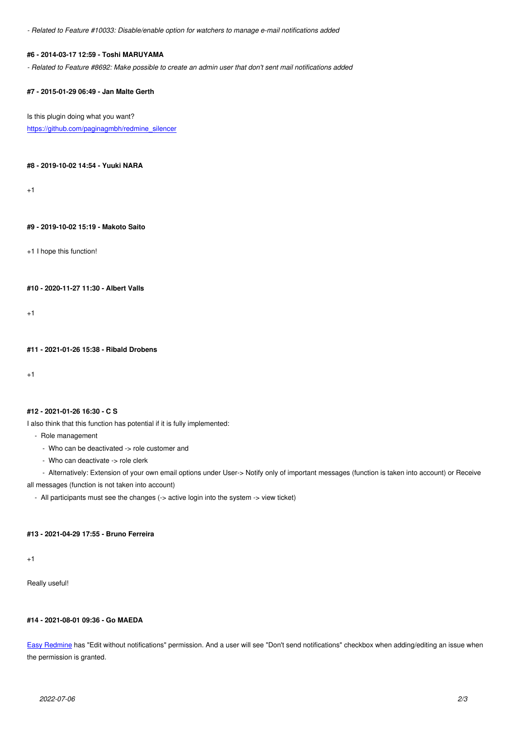*- Related to Feature #10033: Disable/enable option for watchers to manage e-mail notifications added*

#### #6 - 2014-03-17 12:59 - Toshi MARUYAMA

*- Related to Feature #8692: Make possible to create an admin user that don't sent mail notifications added*

#### #7 - 2015-01-29 06:49 - Jan Malte Gerth

Is this plugin doing what you want?
[https://github.com/paginagmbh/redmine_silencer](https://github.com/paginagmbh/redmine_silencer)

#### #8 - 2019-10-02 14:54 - Yuuki NARA

+1

#### #9 - 2019-10-02 15:19 - Makoto Saito

+1 I hope this function!

#### #10 - 2020-11-27 11:30 - Albert Valls

+1

#### #11 - 2021-01-26 15:38 - Ribald Drobens

+1

#### #12 - 2021-01-26 16:30 - C S

I also think that this function has potential if it is fully implemented:

- Role management
  - Who can be deactivated -> role customer and
  - Who can deactivate -> role clerk
  - Alternatively: Extension of your own email options under User-> Notify only of important messages (function is taken into account) or Receive all messages (function is not taken into account)
- All participants must see the changes (-> active login into the system -> view ticket)

#### #13 - 2021-04-29 17:55 - Bruno Ferreira

+1

Really useful!

#### #14 - 2021-08-01 09:36 - Go MAEDA

[Easy Redmine](#) has "Edit without notifications" permission. And a user will see "Don't send notifications" checkbox when adding/editing an issue when the permission is granted.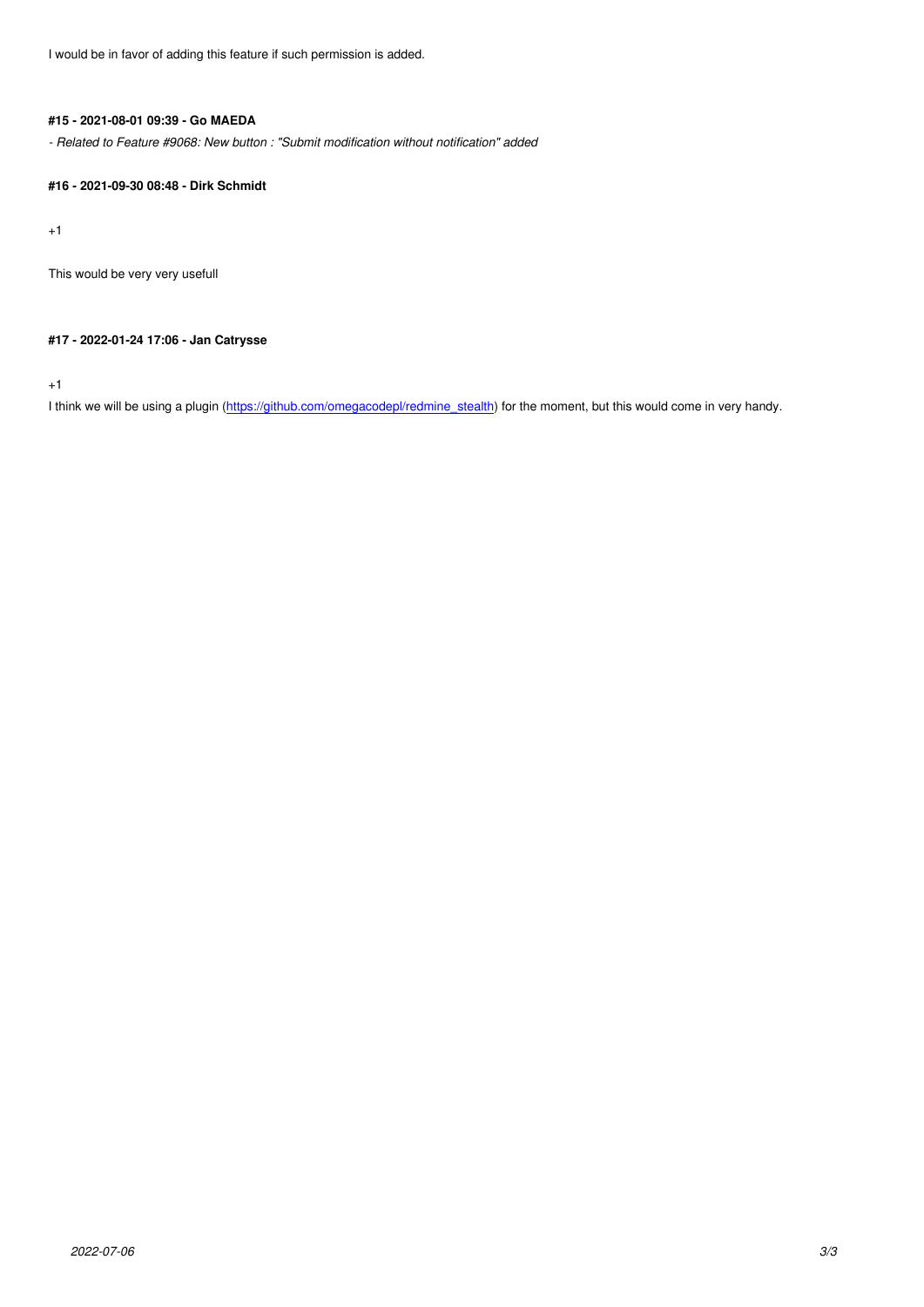I would be in favor of adding this feature if such permission is added.

#### #15 - 2021-08-01 09:39 - Go MAEDA

*- Related to Feature #9068: New button : "Submit modification without notification" added*

#### #16 - 2021-09-30 08:48 - Dirk Schmidt

+1

This would be very very usefull

#### #17 - 2022-01-24 17:06 - Jan Catrysse

+1

I think we will be using a plugin (https://github.com/omegacodepl/redmine_stealth) for the moment, but this would come in very handy.